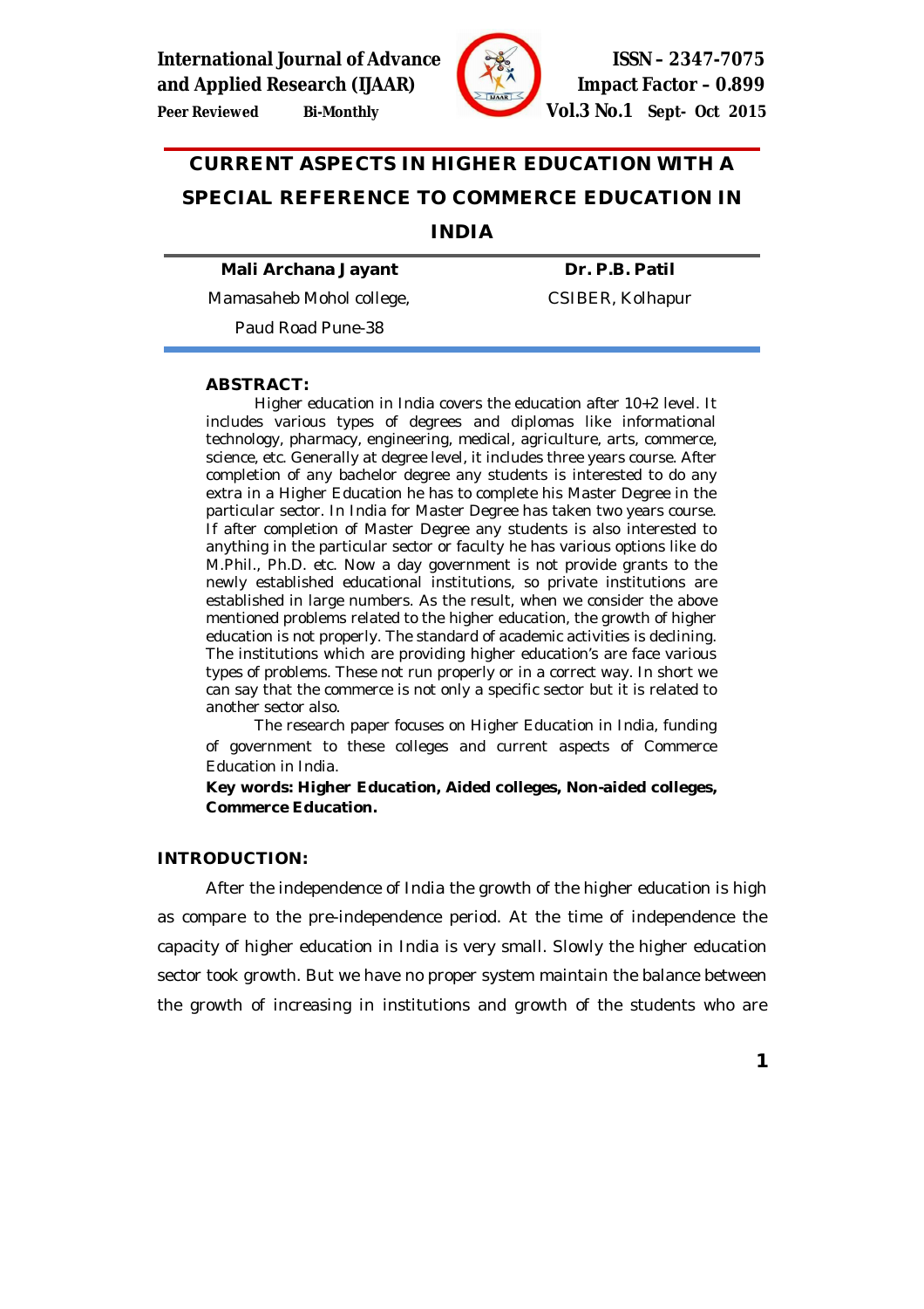# CURRENT ASPECTS IN HIGHER EDUCATION WITH A SPECIAL REFERENCE TO COMMERCE EDUCATION IN INDIA

**Mali Archana Jayant**
Mamasaheb Mohol college,
Paud Road Pune-38

**Dr. P.B. Patil**
CSIBER, Kolhapur

## ABSTRACT:

Higher education in India covers the education after 10+2 level. It includes various types of degrees and diplomas like informational technology, pharmacy, engineering, medical, agriculture, arts, commerce, science, etc. Generally at degree level, it includes three years course. After completion of any bachelor degree any students is interested to do any extra in a Higher Education he has to complete his Master Degree in the particular sector. In India for Master Degree has taken two years course. If after completion of Master Degree any students is also interested to anything in the particular sector or faculty he has various options like do M.Phil., Ph.D. etc. Now a day government is not provide grants to the newly established educational institutions, so private institutions are established in large numbers. As the result, when we consider the above mentioned problems related to the higher education, the growth of higher education is not properly. The standard of academic activities is declining. The institutions which are providing higher education's are face various types of problems. These not run properly or in a correct way. In short we can say that the commerce is not only a specific sector but it is related to another sector also.

The research paper focuses on Higher Education in India, funding of government to these colleges and current aspects of Commerce Education in India.

**Key words: Higher Education, Aided colleges, Non-aided colleges, Commerce Education.**

## INTRODUCTION:

After the independence of India the growth of the higher education is high as compare to the pre-independence period. At the time of independence the capacity of higher education in India is very small. Slowly the higher education sector took growth. But we have no proper system maintain the balance between the growth of increasing in institutions and growth of the students who are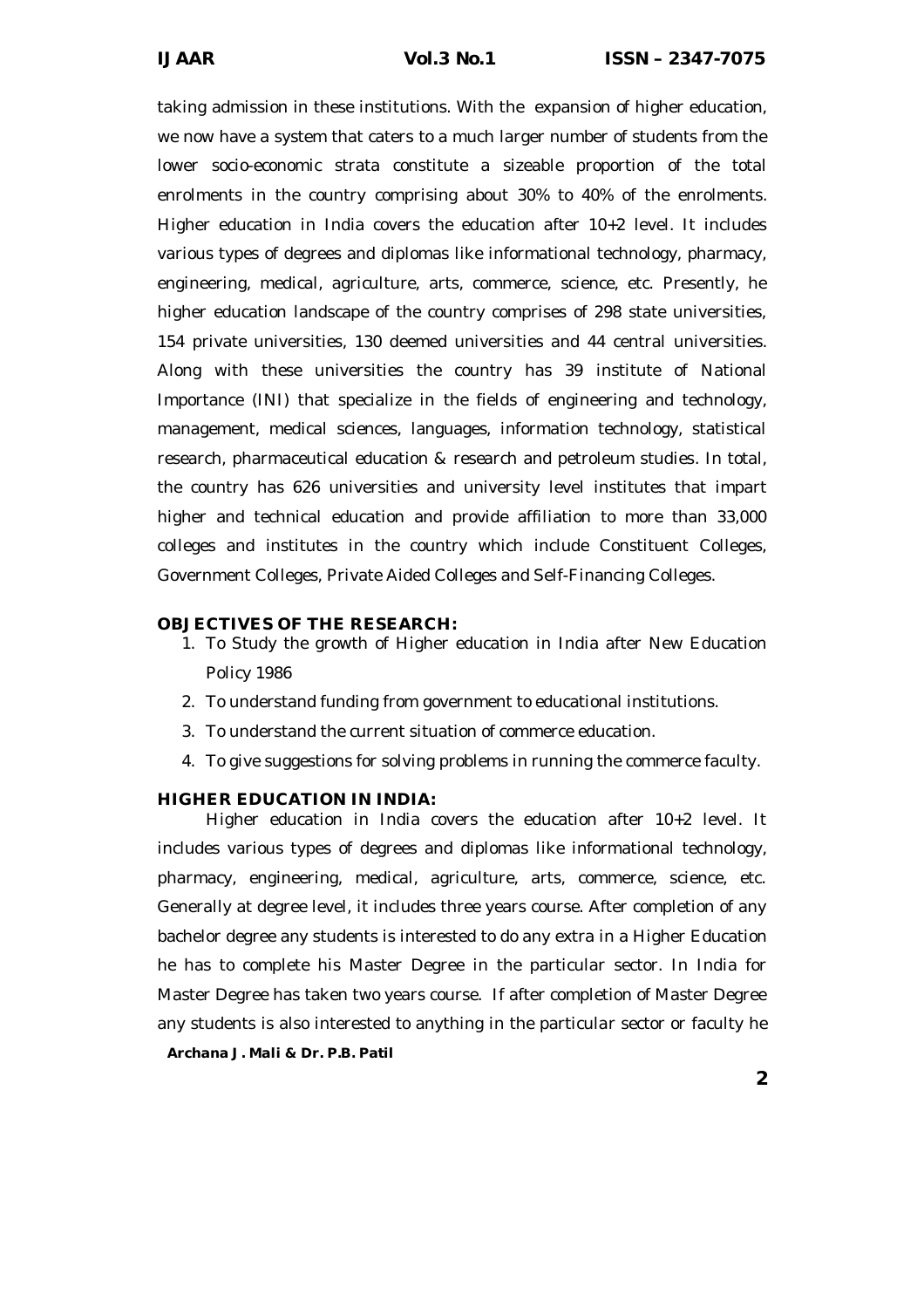taking admission in these institutions. With the expansion of higher education, we now have a system that caters to a much larger number of students from the lower socio-economic strata constitute a sizeable proportion of the total enrolments in the country comprising about 30% to 40% of the enrolments. Higher education in India covers the education after 10+2 level. It includes various types of degrees and diplomas like informational technology, pharmacy, engineering, medical, agriculture, arts, commerce, science, etc. Presently, he higher education landscape of the country comprises of 298 state universities, 154 private universities, 130 deemed universities and 44 central universities. Along with these universities the country has 39 institute of National Importance (INI) that specialize in the fields of engineering and technology, management, medical sciences, languages, information technology, statistical research, pharmaceutical education & research and petroleum studies. In total, the country has 626 universities and university level institutes that impart higher and technical education and provide affiliation to more than 33,000 colleges and institutes in the country which include Constituent Colleges, Government Colleges, Private Aided Colleges and Self-Financing Colleges.

## OBJECTIVES OF THE RESEARCH:

1. To Study the growth of Higher education in India after New Education Policy 1986
2. To understand funding from government to educational institutions.
3. To understand the current situation of commerce education.
4. To give suggestions for solving problems in running the commerce faculty.

## HIGHER EDUCATION IN INDIA:

Higher education in India covers the education after 10+2 level. It includes various types of degrees and diplomas like informational technology, pharmacy, engineering, medical, agriculture, arts, commerce, science, etc. Generally at degree level, it includes three years course. After completion of any bachelor degree any students is interested to do any extra in a Higher Education he has to complete his Master Degree in the particular sector. In India for Master Degree has taken two years course. If after completion of Master Degree any students is also interested to anything in the particular sector or faculty he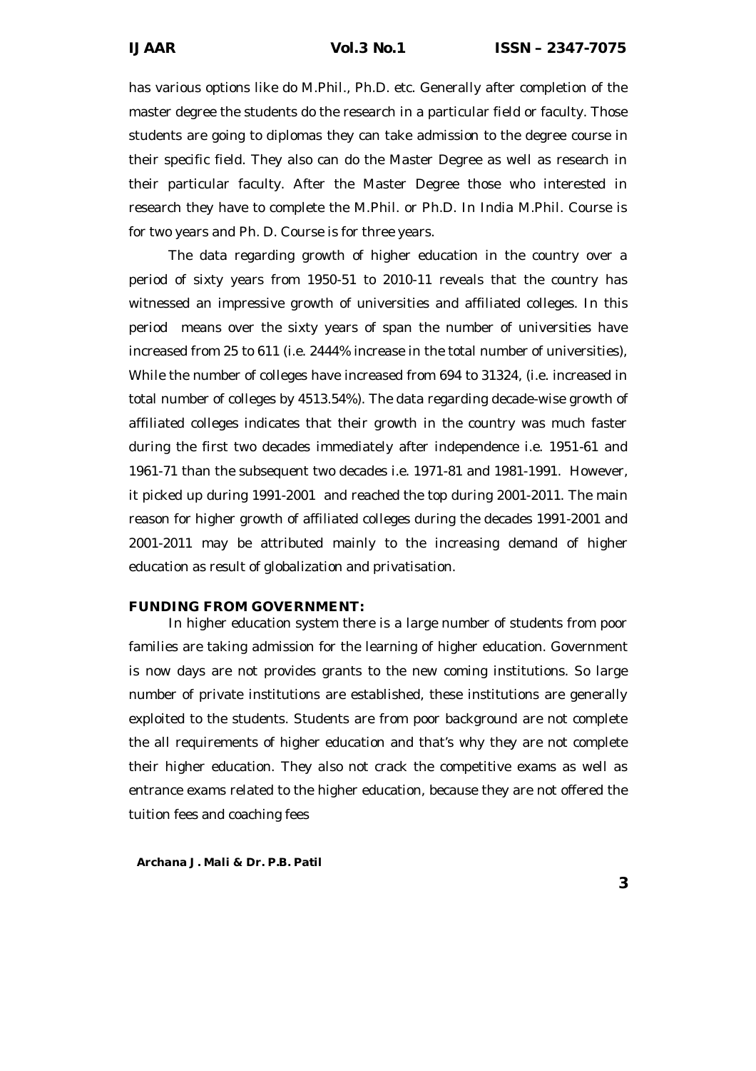has various options like do M.Phil., Ph.D. etc. Generally after completion of the master degree the students do the research in a particular field or faculty. Those students are going to diplomas they can take admission to the degree course in their specific field. They also can do the Master Degree as well as research in their particular faculty. After the Master Degree those who interested in research they have to complete the M.Phil. or Ph.D. In India M.Phil. Course is for two years and Ph. D. Course is for three years.

The data regarding growth of higher education in the country over a period of sixty years from 1950-51 to 2010-11 reveals that the country has witnessed an impressive growth of universities and affiliated colleges. In this period means over the sixty years of span the number of universities have increased from 25 to 611 (i.e. 2444% increase in the total number of universities), While the number of colleges have increased from 694 to 31324, (i.e. increased in total number of colleges by 4513.54%). The data regarding decade-wise growth of affiliated colleges indicates that their growth in the country was much faster during the first two decades immediately after independence i.e. 1951-61 and 1961-71 than the subsequent two decades i.e. 1971-81 and 1981-1991. However, it picked up during 1991-2001 and reached the top during 2001-2011. The main reason for higher growth of affiliated colleges during the decades 1991-2001 and 2001-2011 may be attributed mainly to the increasing demand of higher education as result of globalization and privatisation.

**FUNDING FROM GOVERNMENT:**

In higher education system there is a large number of students from poor families are taking admission for the learning of higher education. Government is now days are not provides grants to the new coming institutions. So large number of private institutions are established, these institutions are generally exploited to the students. Students are from poor background are not complete the all requirements of higher education and that's why they are not complete their higher education. They also not crack the competitive exams as well as entrance exams related to the higher education, because they are not offered the tuition fees and coaching fees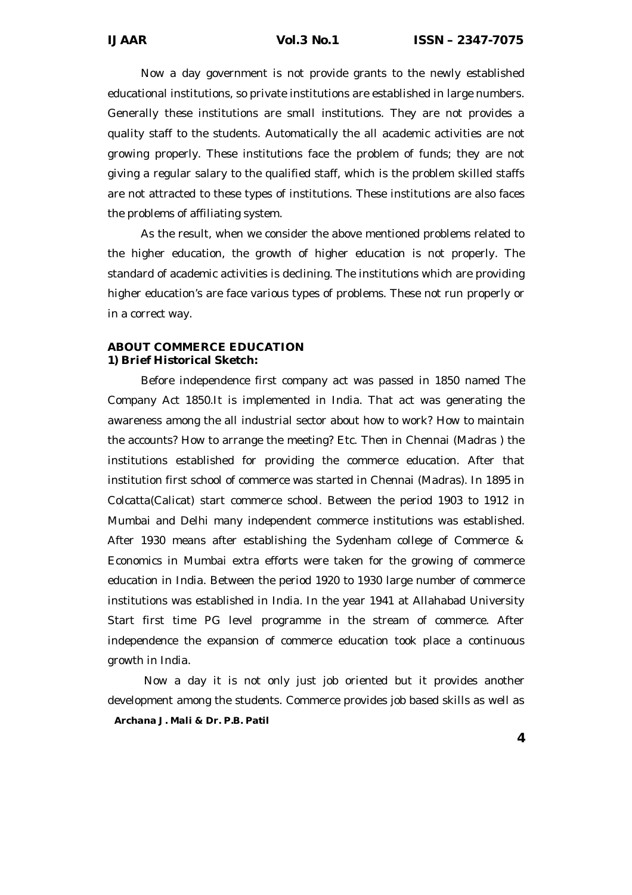Now a day government is not provide grants to the newly established educational institutions, so private institutions are established in large numbers. Generally these institutions are small institutions. They are not provides a quality staff to the students. Automatically the all academic activities are not growing properly. These institutions face the problem of funds; they are not giving a regular salary to the qualified staff, which is the problem skilled staffs are not attracted to these types of institutions. These institutions are also faces the problems of affiliating system.

As the result, when we consider the above mentioned problems related to the higher education, the growth of higher education is not properly. The standard of academic activities is declining. The institutions which are providing higher education's are face various types of problems. These not run properly or in a correct way.

## ABOUT COMMERCE EDUCATION

### 1) Brief Historical Sketch:

Before independence first company act was passed in 1850 named The Company Act 1850.It is implemented in India. That act was generating the awareness among the all industrial sector about how to work? How to maintain the accounts? How to arrange the meeting? Etc. Then in Chennai (Madras ) the institutions established for providing the commerce education. After that institution first school of commerce was started in Chennai (Madras). In 1895 in Colcatta(Calicat) start commerce school. Between the period 1903 to 1912 in Mumbai and Delhi many independent commerce institutions was established. After 1930 means after establishing the Sydenham college of Commerce & Economics in Mumbai extra efforts were taken for the growing of commerce education in India. Between the period 1920 to 1930 large number of commerce institutions was established in India. In the year 1941 at Allahabad University Start first time PG level programme in the stream of commerce. After independence the expansion of commerce education took place a continuous growth in India.

Now a day it is not only just job oriented but it provides another development among the students. Commerce provides job based skills as well as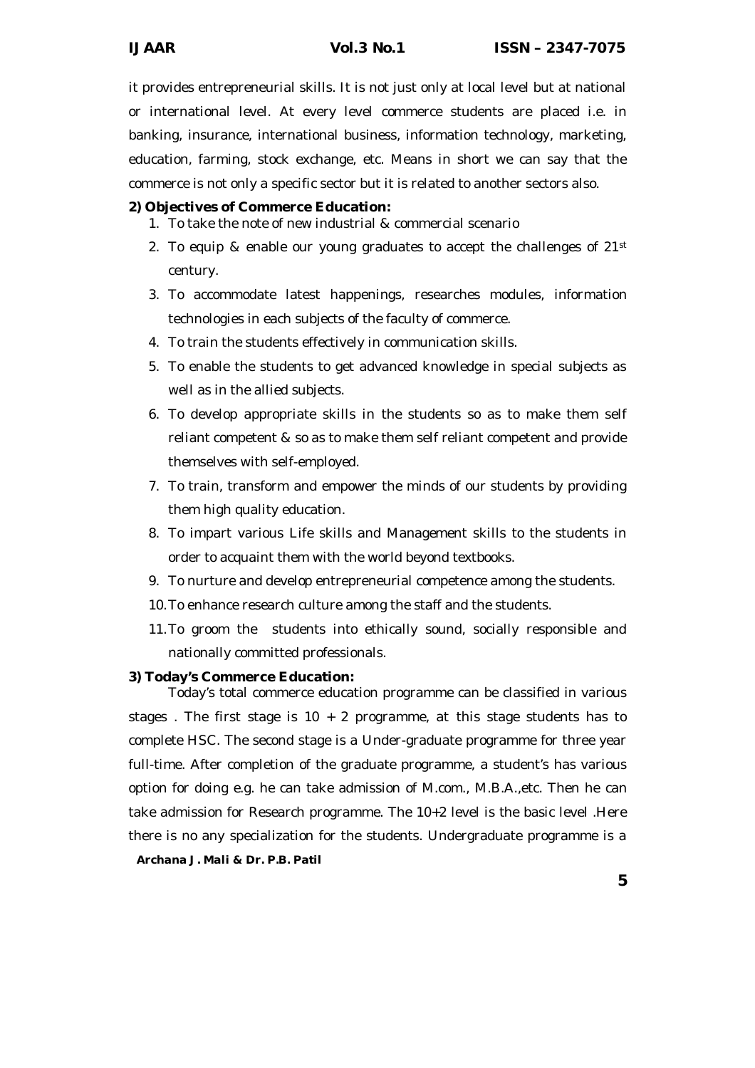it provides entrepreneurial skills. It is not just only at local level but at national or international level. At every level commerce students are placed i.e. in banking, insurance, international business, information technology, marketing, education, farming, stock exchange, etc. Means in short we can say that the commerce is not only a specific sector but it is related to another sectors also.

**2) Objectives of Commerce Education:**

1. To take the note of new industrial & commercial scenario
2. To equip & enable our young graduates to accept the challenges of 21st century.
3. To accommodate latest happenings, researches modules, information technologies in each subjects of the faculty of commerce.
4. To train the students effectively in communication skills.
5. To enable the students to get advanced knowledge in special subjects as well as in the allied subjects.
6. To develop appropriate skills in the students so as to make them self reliant competent & so as to make them self reliant competent and provide themselves with self-employed.
7. To train, transform and empower the minds of our students by providing them high quality education.
8. To impart various Life skills and Management skills to the students in order to acquaint them with the world beyond textbooks.
9. To nurture and develop entrepreneurial competence among the students.
10. To enhance research culture among the staff and the students.
11. To groom the students into ethically sound, socially responsible and nationally committed professionals.

**3) Today's Commerce Education:**

Today's total commerce education programme can be classified in various stages . The first stage is 10 + 2 programme, at this stage students has to complete HSC. The second stage is a Under-graduate programme for three year full-time. After completion of the graduate programme, a student's has various option for doing e.g. he can take admission of M.com., M.B.A.,etc. Then he can take admission for Research programme. The 10+2 level is the basic level .Here there is no any specialization for the students. Undergraduate programme is a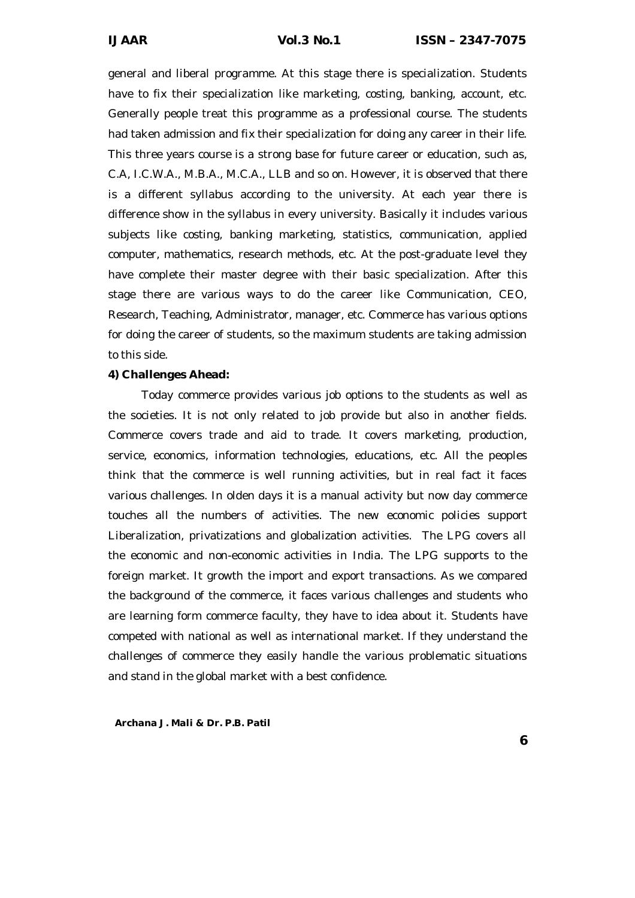general and liberal programme. At this stage there is specialization. Students have to fix their specialization like marketing, costing, banking, account, etc. Generally people treat this programme as a professional course. The students had taken admission and fix their specialization for doing any career in their life. This three years course is a strong base for future career or education, such as, C.A, I.C.W.A., M.B.A., M.C.A., LLB and so on. However, it is observed that there is a different syllabus according to the university. At each year there is difference show in the syllabus in every university. Basically it includes various subjects like costing, banking marketing, statistics, communication, applied computer, mathematics, research methods, etc. At the post-graduate level they have complete their master degree with their basic specialization. After this stage there are various ways to do the career like Communication, CEO, Research, Teaching, Administrator, manager, etc. Commerce has various options for doing the career of students, so the maximum students are taking admission to this side.

**4) Challenges Ahead:**

Today commerce provides various job options to the students as well as the societies. It is not only related to job provide but also in another fields. Commerce covers trade and aid to trade. It covers marketing, production, service, economics, information technologies, educations, etc. All the peoples think that the commerce is well running activities, but in real fact it faces various challenges. In olden days it is a manual activity but now day commerce touches all the numbers of activities. The new economic policies support Liberalization, privatizations and globalization activities. The LPG covers all the economic and non-economic activities in India. The LPG supports to the foreign market. It growth the import and export transactions. As we compared the background of the commerce, it faces various challenges and students who are learning form commerce faculty, they have to idea about it. Students have competed with national as well as international market. If they understand the challenges of commerce they easily handle the various problematic situations and stand in the global market with a best confidence.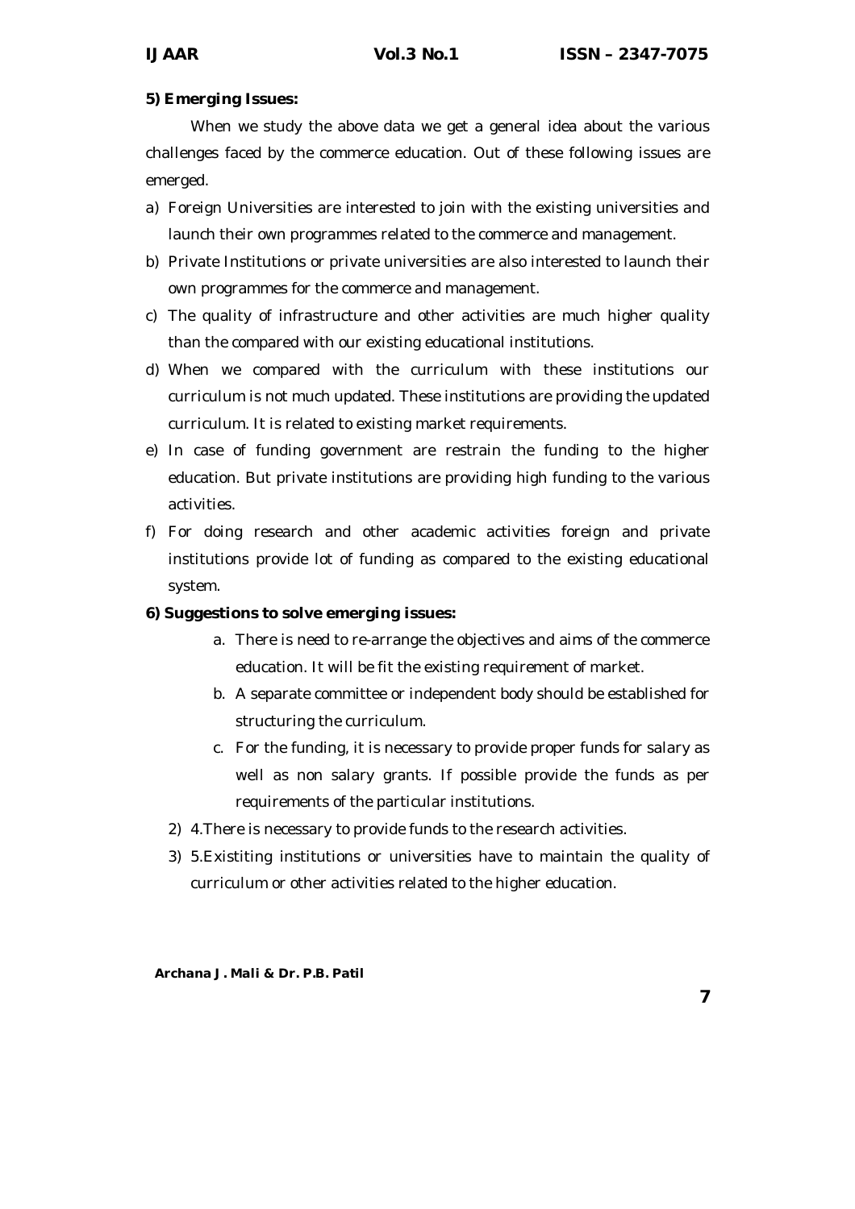**5) Emerging Issues:**

When we study the above data we get a general idea about the various challenges faced by the commerce education. Out of these following issues are emerged.

a) Foreign Universities are interested to join with the existing universities and launch their own programmes related to the commerce and management.
b) Private Institutions or private universities are also interested to launch their own programmes for the commerce and management.
c) The quality of infrastructure and other activities are much higher quality than the compared with our existing educational institutions.
d) When we compared with the curriculum with these institutions our curriculum is not much updated. These institutions are providing the updated curriculum. It is related to existing market requirements.
e) In case of funding government are restrain the funding to the higher education. But private institutions are providing high funding to the various activities.
f) For doing research and other academic activities foreign and private institutions provide lot of funding as compared to the existing educational system.

**6) Suggestions to solve emerging issues:**

a. There is need to re-arrange the objectives and aims of the commerce education. It will be fit the existing requirement of market.
b. A separate committee or independent body should be established for structuring the curriculum.
c. For the funding, it is necessary to provide proper funds for salary as well as non salary grants. If possible provide the funds as per requirements of the particular institutions.

2) 4.There is necessary to provide funds to the research activities.
3) 5.Existiting institutions or universities have to maintain the quality of curriculum or other activities related to the higher education.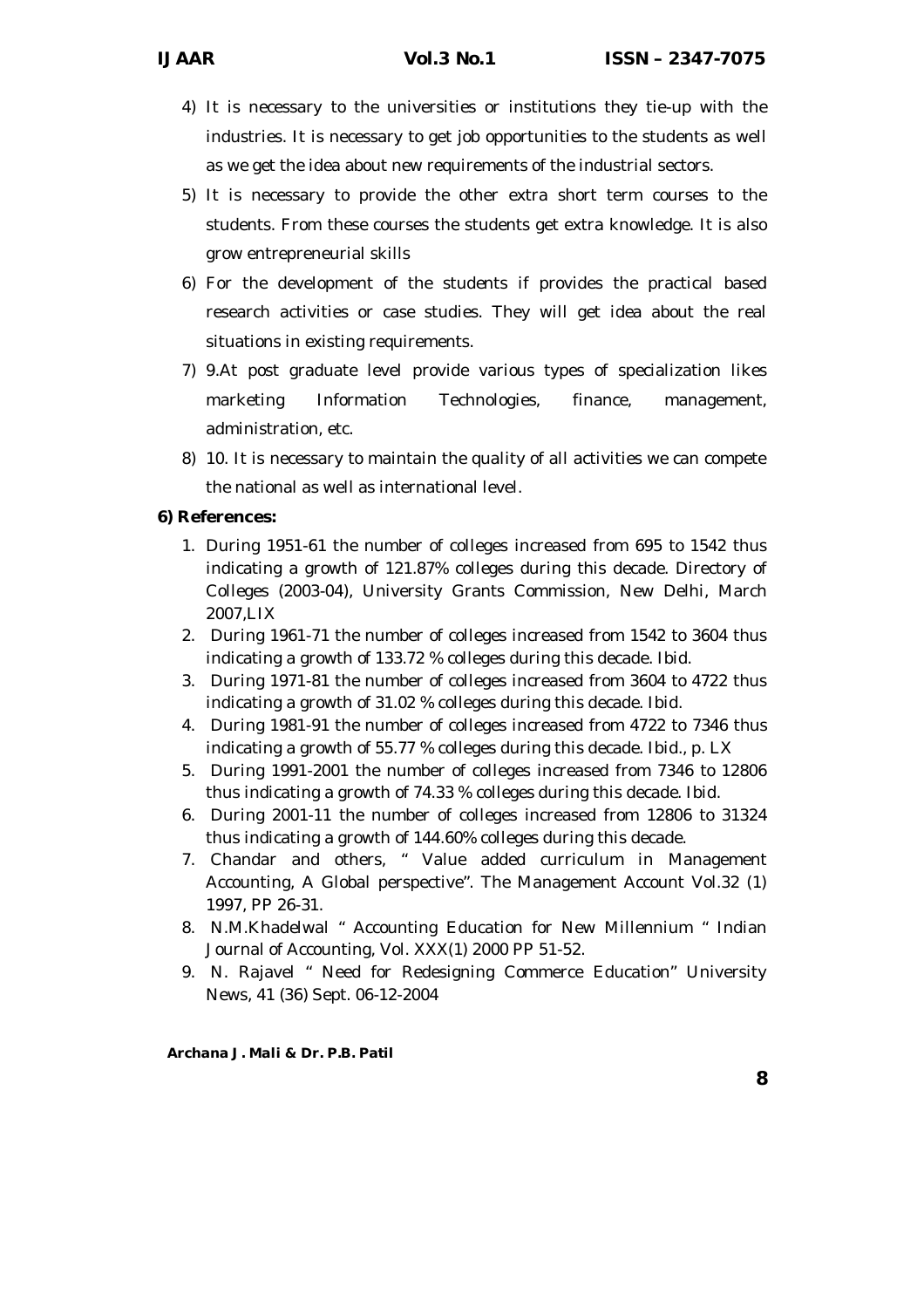4) It is necessary to the universities or institutions they tie-up with the industries. It is necessary to get job opportunities to the students as well as we get the idea about new requirements of the industrial sectors.
5) It is necessary to provide the other extra short term courses to the students. From these courses the students get extra knowledge. It is also grow entrepreneurial skills
6) For the development of the students if provides the practical based research activities or case studies. They will get idea about the real situations in existing requirements.
7) 9.At post graduate level provide various types of specialization likes marketing Information Technologies, finance, management, administration, etc.
8) 10. It is necessary to maintain the quality of all activities we can compete the national as well as international level.

**6) References:**

1. During 1951-61 the number of colleges increased from 695 to 1542 thus indicating a growth of 121.87% colleges during this decade. Directory of Colleges (2003-04), University Grants Commission, New Delhi, March 2007,LIX
2. During 1961-71 the number of colleges increased from 1542 to 3604 thus indicating a growth of 133.72 % colleges during this decade. Ibid.
3. During 1971-81 the number of colleges increased from 3604 to 4722 thus indicating a growth of 31.02 % colleges during this decade. Ibid.
4. During 1981-91 the number of colleges increased from 4722 to 7346 thus indicating a growth of 55.77 % colleges during this decade. Ibid., p. LX
5. During 1991-2001 the number of colleges increased from 7346 to 12806 thus indicating a growth of 74.33 % colleges during this decade. Ibid.
6. During 2001-11 the number of colleges increased from 12806 to 31324 thus indicating a growth of 144.60% colleges during this decade.
7. Chandar and others, " Value added curriculum in Management Accounting, A Global perspective". The Management Account Vol.32 (1) 1997, PP 26-31.
8. N.M.Khadelwal " Accounting Education for New Millennium " Indian Journal of Accounting, Vol. XXX(1) 2000 PP 51-52.
9. N. Rajavel " Need for Redesigning Commerce Education" University News, 41 (36) Sept. 06-12-2004